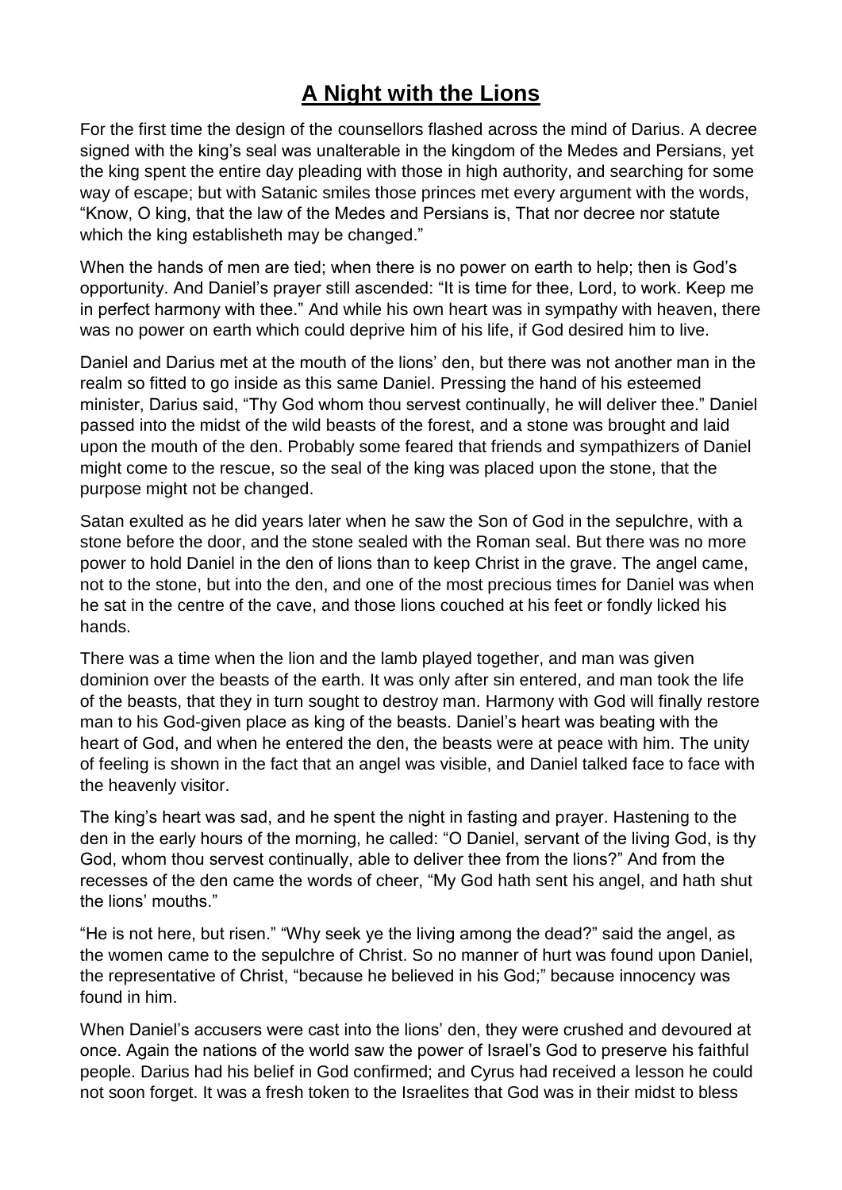# A Night with the Lions

For the first time the design of the counsellors flashed across the mind of Darius. A decree signed with the king's seal was unalterable in the kingdom of the Medes and Persians, yet the king spent the entire day pleading with those in high authority, and searching for some way of escape; but with Satanic smiles those princes met every argument with the words, "Know, O king, that the law of the Medes and Persians is, That nor decree nor statute which the king establisheth may be changed."

When the hands of men are tied; when there is no power on earth to help; then is God's opportunity. And Daniel's prayer still ascended: "It is time for thee, Lord, to work. Keep me in perfect harmony with thee." And while his own heart was in sympathy with heaven, there was no power on earth which could deprive him of his life, if God desired him to live.

Daniel and Darius met at the mouth of the lions' den, but there was not another man in the realm so fitted to go inside as this same Daniel. Pressing the hand of his esteemed minister, Darius said, "Thy God whom thou servest continually, he will deliver thee." Daniel passed into the midst of the wild beasts of the forest, and a stone was brought and laid upon the mouth of the den. Probably some feared that friends and sympathizers of Daniel might come to the rescue, so the seal of the king was placed upon the stone, that the purpose might not be changed.

Satan exulted as he did years later when he saw the Son of God in the sepulchre, with a stone before the door, and the stone sealed with the Roman seal. But there was no more power to hold Daniel in the den of lions than to keep Christ in the grave. The angel came, not to the stone, but into the den, and one of the most precious times for Daniel was when he sat in the centre of the cave, and those lions couched at his feet or fondly licked his hands.

There was a time when the lion and the lamb played together, and man was given dominion over the beasts of the earth. It was only after sin entered, and man took the life of the beasts, that they in turn sought to destroy man. Harmony with God will finally restore man to his God-given place as king of the beasts. Daniel's heart was beating with the heart of God, and when he entered the den, the beasts were at peace with him. The unity of feeling is shown in the fact that an angel was visible, and Daniel talked face to face with the heavenly visitor.

The king's heart was sad, and he spent the night in fasting and prayer. Hastening to the den in the early hours of the morning, he called: "O Daniel, servant of the living God, is thy God, whom thou servest continually, able to deliver thee from the lions?" And from the recesses of the den came the words of cheer, "My God hath sent his angel, and hath shut the lions' mouths."

"He is not here, but risen." "Why seek ye the living among the dead?" said the angel, as the women came to the sepulchre of Christ. So no manner of hurt was found upon Daniel, the representative of Christ, "because he believed in his God;" because innocency was found in him.

When Daniel's accusers were cast into the lions' den, they were crushed and devoured at once. Again the nations of the world saw the power of Israel's God to preserve his faithful people. Darius had his belief in God confirmed; and Cyrus had received a lesson he could not soon forget. It was a fresh token to the Israelites that God was in their midst to bless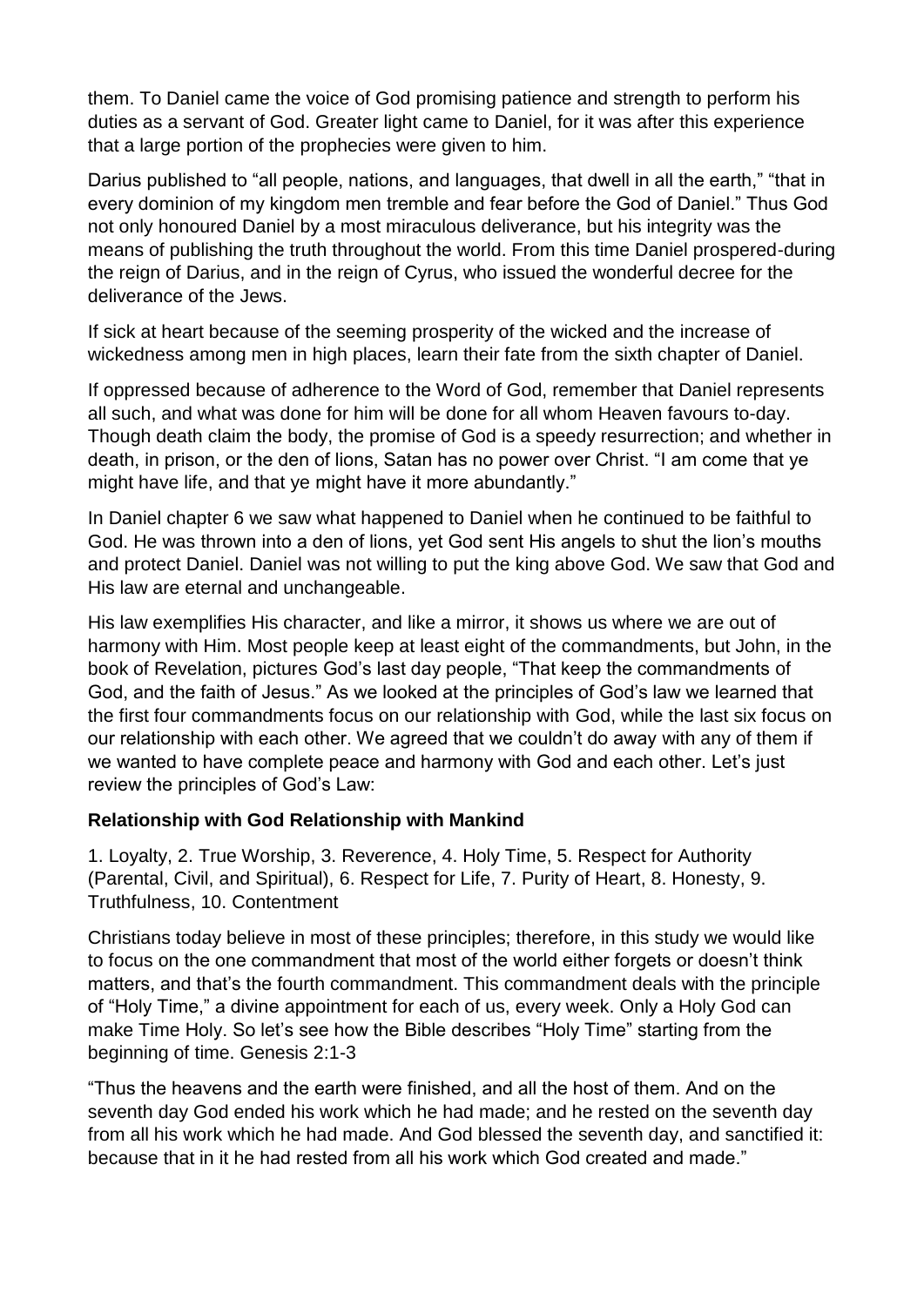them. To Daniel came the voice of God promising patience and strength to perform his duties as a servant of God. Greater light came to Daniel, for it was after this experience that a large portion of the prophecies were given to him.

Darius published to "all people, nations, and languages, that dwell in all the earth," "that in every dominion of my kingdom men tremble and fear before the God of Daniel." Thus God not only honoured Daniel by a most miraculous deliverance, but his integrity was the means of publishing the truth throughout the world. From this time Daniel prospered-during the reign of Darius, and in the reign of Cyrus, who issued the wonderful decree for the deliverance of the Jews.

If sick at heart because of the seeming prosperity of the wicked and the increase of wickedness among men in high places, learn their fate from the sixth chapter of Daniel.

If oppressed because of adherence to the Word of God, remember that Daniel represents all such, and what was done for him will be done for all whom Heaven favours to-day. Though death claim the body, the promise of God is a speedy resurrection; and whether in death, in prison, or the den of lions, Satan has no power over Christ. "I am come that ye might have life, and that ye might have it more abundantly."

In Daniel chapter 6 we saw what happened to Daniel when he continued to be faithful to God. He was thrown into a den of lions, yet God sent His angels to shut the lion's mouths and protect Daniel. Daniel was not willing to put the king above God. We saw that God and His law are eternal and unchangeable.

His law exemplifies His character, and like a mirror, it shows us where we are out of harmony with Him. Most people keep at least eight of the commandments, but John, in the book of Revelation, pictures God's last day people, "That keep the commandments of God, and the faith of Jesus." As we looked at the principles of God's law we learned that the first four commandments focus on our relationship with God, while the last six focus on our relationship with each other. We agreed that we couldn't do away with any of them if we wanted to have complete peace and harmony with God and each other. Let's just review the principles of God's Law:

**Relationship with God Relationship with Mankind**

1. Loyalty, 2. True Worship, 3. Reverence, 4. Holy Time, 5. Respect for Authority (Parental, Civil, and Spiritual), 6. Respect for Life, 7. Purity of Heart, 8. Honesty, 9. Truthfulness, 10. Contentment

Christians today believe in most of these principles; therefore, in this study we would like to focus on the one commandment that most of the world either forgets or doesn't think matters, and that's the fourth commandment. This commandment deals with the principle of "Holy Time," a divine appointment for each of us, every week. Only a Holy God can make Time Holy. So let's see how the Bible describes "Holy Time" starting from the beginning of time. Genesis 2:1-3

"Thus the heavens and the earth were finished, and all the host of them. And on the seventh day God ended his work which he had made; and he rested on the seventh day from all his work which he had made. And God blessed the seventh day, and sanctified it: because that in it he had rested from all his work which God created and made."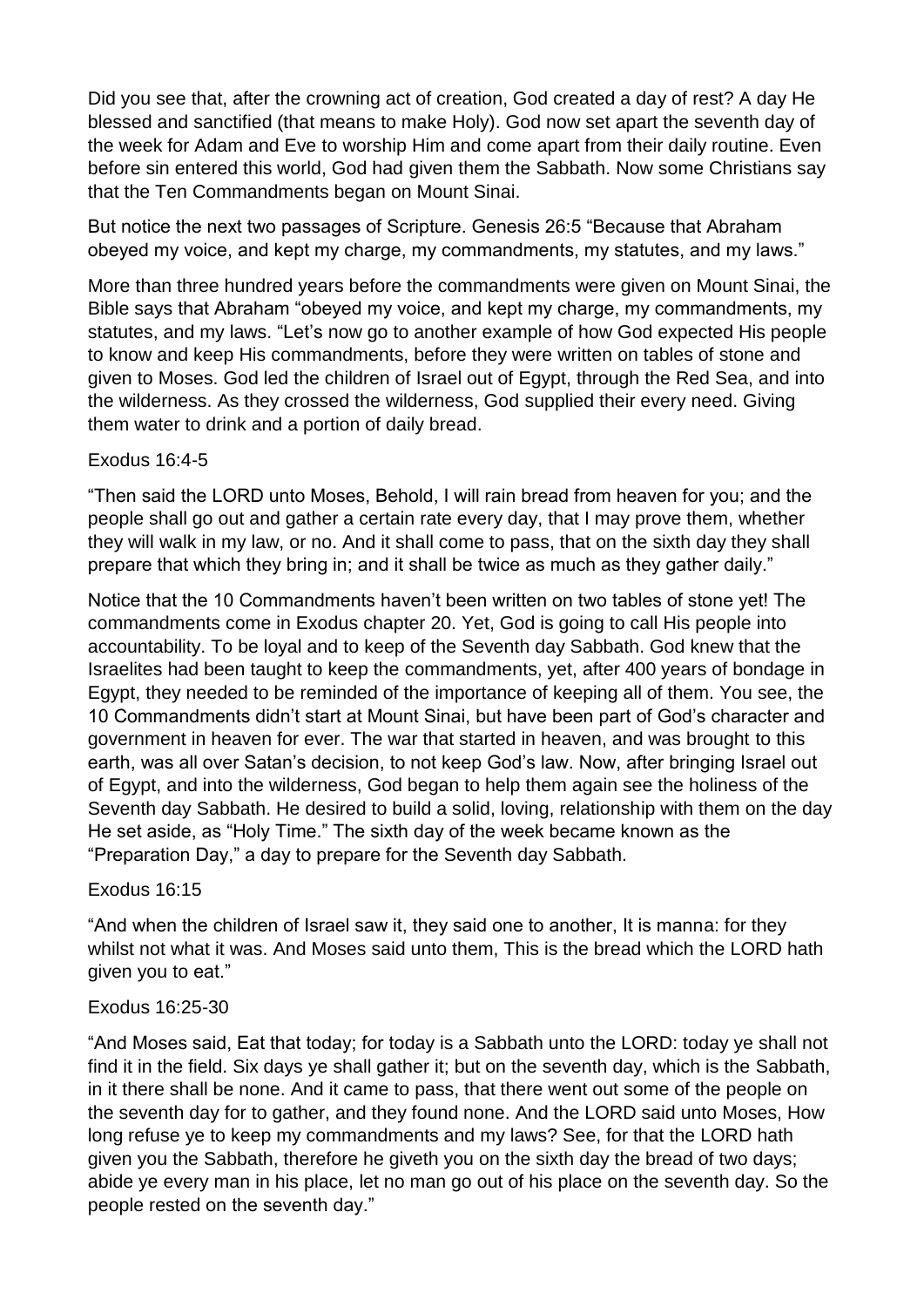Did you see that, after the crowning act of creation, God created a day of rest? A day He blessed and sanctified (that means to make Holy). God now set apart the seventh day of the week for Adam and Eve to worship Him and come apart from their daily routine. Even before sin entered this world, God had given them the Sabbath. Now some Christians say that the Ten Commandments began on Mount Sinai.

But notice the next two passages of Scripture. Genesis 26:5 "Because that Abraham obeyed my voice, and kept my charge, my commandments, my statutes, and my laws."

More than three hundred years before the commandments were given on Mount Sinai, the Bible says that Abraham "obeyed my voice, and kept my charge, my commandments, my statutes, and my laws. "Let's now go to another example of how God expected His people to know and keep His commandments, before they were written on tables of stone and given to Moses. God led the children of Israel out of Egypt, through the Red Sea, and into the wilderness. As they crossed the wilderness, God supplied their every need. Giving them water to drink and a portion of daily bread.

Exodus 16:4-5

"Then said the LORD unto Moses, Behold, I will rain bread from heaven for you; and the people shall go out and gather a certain rate every day, that I may prove them, whether they will walk in my law, or no. And it shall come to pass, that on the sixth day they shall prepare that which they bring in; and it shall be twice as much as they gather daily."

Notice that the 10 Commandments haven't been written on two tables of stone yet! The commandments come in Exodus chapter 20. Yet, God is going to call His people into accountability. To be loyal and to keep of the Seventh day Sabbath. God knew that the Israelites had been taught to keep the commandments, yet, after 400 years of bondage in Egypt, they needed to be reminded of the importance of keeping all of them. You see, the 10 Commandments didn't start at Mount Sinai, but have been part of God's character and government in heaven for ever. The war that started in heaven, and was brought to this earth, was all over Satan's decision, to not keep God's law. Now, after bringing Israel out of Egypt, and into the wilderness, God began to help them again see the holiness of the Seventh day Sabbath. He desired to build a solid, loving, relationship with them on the day He set aside, as "Holy Time." The sixth day of the week became known as the "Preparation Day," a day to prepare for the Seventh day Sabbath.

Exodus 16:15

"And when the children of Israel saw it, they said one to another, It is manna: for they whilst not what it was. And Moses said unto them, This is the bread which the LORD hath given you to eat."

Exodus 16:25-30

"And Moses said, Eat that today; for today is a Sabbath unto the LORD: today ye shall not find it in the field. Six days ye shall gather it; but on the seventh day, which is the Sabbath, in it there shall be none. And it came to pass, that there went out some of the people on the seventh day for to gather, and they found none. And the LORD said unto Moses, How long refuse ye to keep my commandments and my laws? See, for that the LORD hath given you the Sabbath, therefore he giveth you on the sixth day the bread of two days; abide ye every man in his place, let no man go out of his place on the seventh day. So the people rested on the seventh day."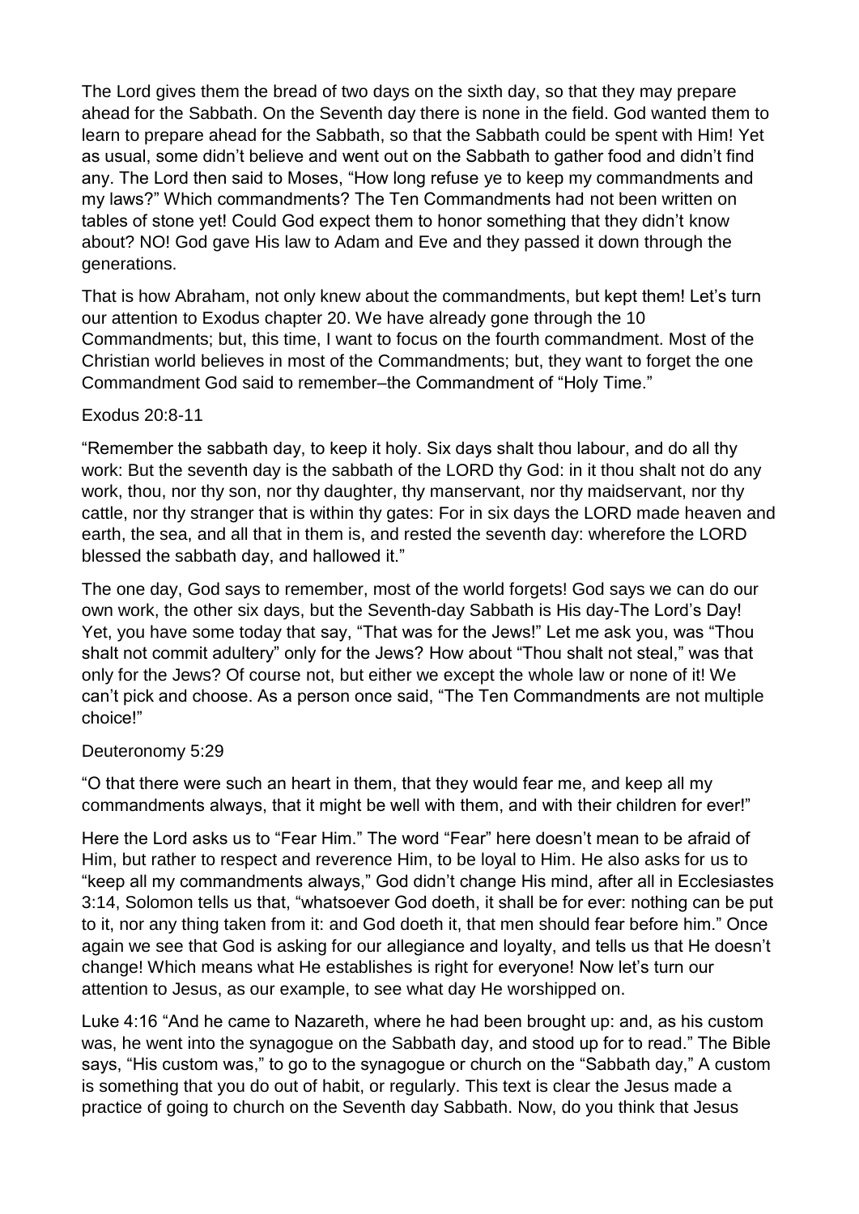The Lord gives them the bread of two days on the sixth day, so that they may prepare ahead for the Sabbath. On the Seventh day there is none in the field. God wanted them to learn to prepare ahead for the Sabbath, so that the Sabbath could be spent with Him! Yet as usual, some didn't believe and went out on the Sabbath to gather food and didn't find any. The Lord then said to Moses, "How long refuse ye to keep my commandments and my laws?" Which commandments? The Ten Commandments had not been written on tables of stone yet! Could God expect them to honor something that they didn't know about? NO! God gave His law to Adam and Eve and they passed it down through the generations.

That is how Abraham, not only knew about the commandments, but kept them! Let's turn our attention to Exodus chapter 20. We have already gone through the 10 Commandments; but, this time, I want to focus on the fourth commandment. Most of the Christian world believes in most of the Commandments; but, they want to forget the one Commandment God said to remember–the Commandment of "Holy Time."

Exodus 20:8-11

"Remember the sabbath day, to keep it holy. Six days shalt thou labour, and do all thy work: But the seventh day is the sabbath of the LORD thy God: in it thou shalt not do any work, thou, nor thy son, nor thy daughter, thy manservant, nor thy maidservant, nor thy cattle, nor thy stranger that is within thy gates: For in six days the LORD made heaven and earth, the sea, and all that in them is, and rested the seventh day: wherefore the LORD blessed the sabbath day, and hallowed it."

The one day, God says to remember, most of the world forgets! God says we can do our own work, the other six days, but the Seventh-day Sabbath is His day-The Lord's Day! Yet, you have some today that say, "That was for the Jews!" Let me ask you, was "Thou shalt not commit adultery" only for the Jews? How about "Thou shalt not steal," was that only for the Jews? Of course not, but either we except the whole law or none of it! We can't pick and choose. As a person once said, "The Ten Commandments are not multiple choice!"

Deuteronomy 5:29

"O that there were such an heart in them, that they would fear me, and keep all my commandments always, that it might be well with them, and with their children for ever!"

Here the Lord asks us to "Fear Him." The word "Fear" here doesn't mean to be afraid of Him, but rather to respect and reverence Him, to be loyal to Him. He also asks for us to "keep all my commandments always," God didn't change His mind, after all in Ecclesiastes 3:14, Solomon tells us that, "whatsoever God doeth, it shall be for ever: nothing can be put to it, nor any thing taken from it: and God doeth it, that men should fear before him." Once again we see that God is asking for our allegiance and loyalty, and tells us that He doesn't change! Which means what He establishes is right for everyone! Now let's turn our attention to Jesus, as our example, to see what day He worshipped on.

Luke 4:16 "And he came to Nazareth, where he had been brought up: and, as his custom was, he went into the synagogue on the Sabbath day, and stood up for to read." The Bible says, "His custom was," to go to the synagogue or church on the "Sabbath day," A custom is something that you do out of habit, or regularly. This text is clear the Jesus made a practice of going to church on the Seventh day Sabbath. Now, do you think that Jesus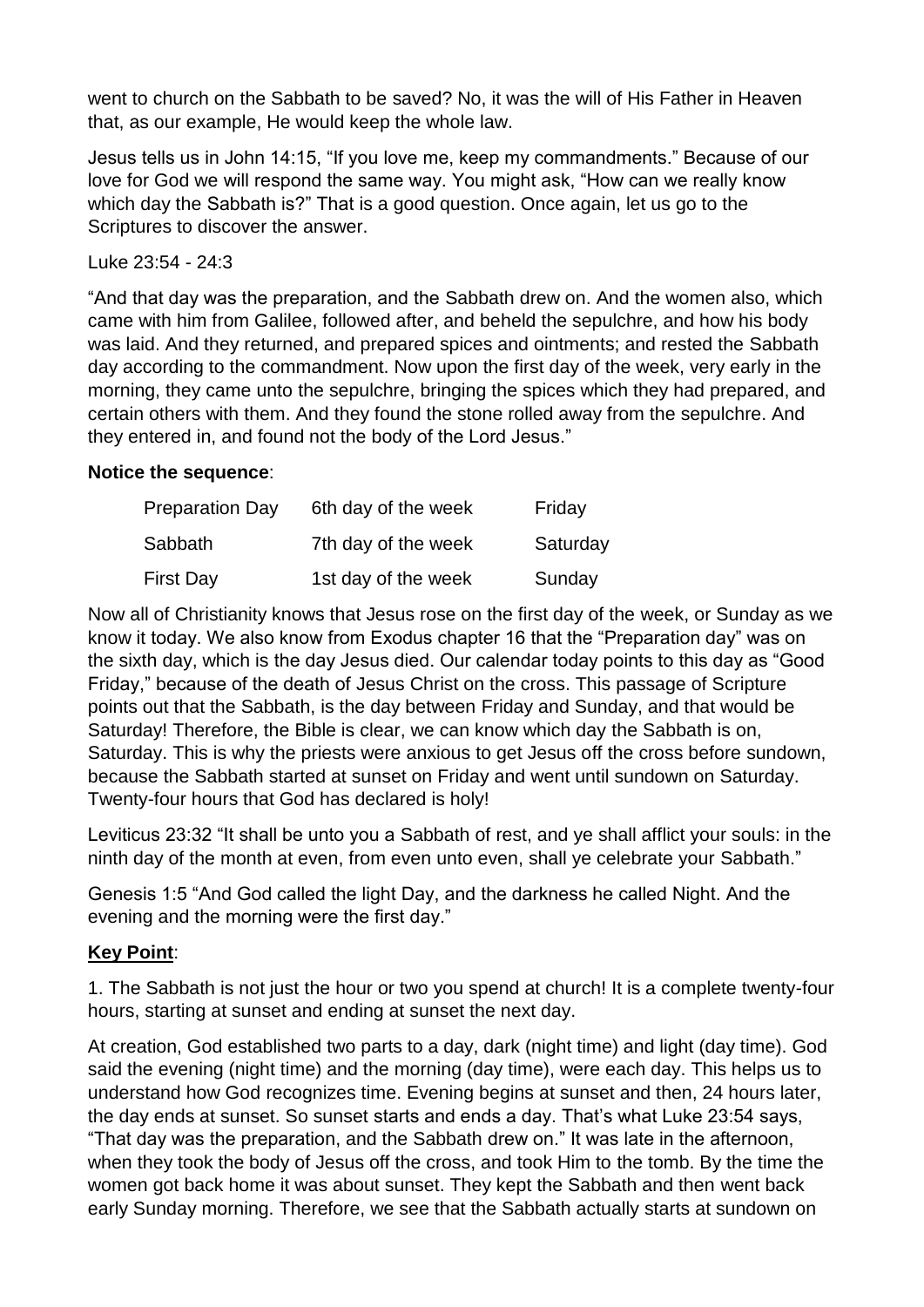went to church on the Sabbath to be saved? No, it was the will of His Father in Heaven that, as our example, He would keep the whole law.

Jesus tells us in John 14:15, "If you love me, keep my commandments." Because of our love for God we will respond the same way. You might ask, "How can we really know which day the Sabbath is?" That is a good question. Once again, let us go to the Scriptures to discover the answer.

Luke 23:54 - 24:3

"And that day was the preparation, and the Sabbath drew on. And the women also, which came with him from Galilee, followed after, and beheld the sepulchre, and how his body was laid. And they returned, and prepared spices and ointments; and rested the Sabbath day according to the commandment. Now upon the first day of the week, very early in the morning, they came unto the sepulchre, bringing the spices which they had prepared, and certain others with them. And they found the stone rolled away from the sepulchre. And they entered in, and found not the body of the Lord Jesus."

**Notice the sequence**:

| | | |
|---|---|---|
| Preparation Day | 6th day of the week | Friday |
| Sabbath | 7th day of the week | Saturday |
| First Day | 1st day of the week | Sunday |

Now all of Christianity knows that Jesus rose on the first day of the week, or Sunday as we know it today. We also know from Exodus chapter 16 that the "Preparation day" was on the sixth day, which is the day Jesus died. Our calendar today points to this day as "Good Friday," because of the death of Jesus Christ on the cross. This passage of Scripture points out that the Sabbath, is the day between Friday and Sunday, and that would be Saturday! Therefore, the Bible is clear, we can know which day the Sabbath is on, Saturday. This is why the priests were anxious to get Jesus off the cross before sundown, because the Sabbath started at sunset on Friday and went until sundown on Saturday. Twenty-four hours that God has declared is holy!

Leviticus 23:32 "It shall be unto you a Sabbath of rest, and ye shall afflict your souls: in the ninth day of the month at even, from even unto even, shall ye celebrate your Sabbath."

Genesis 1:5 "And God called the light Day, and the darkness he called Night. And the evening and the morning were the first day."

**Key Point**:

1. The Sabbath is not just the hour or two you spend at church! It is a complete twenty-four hours, starting at sunset and ending at sunset the next day.

At creation, God established two parts to a day, dark (night time) and light (day time). God said the evening (night time) and the morning (day time), were each day. This helps us to understand how God recognizes time. Evening begins at sunset and then, 24 hours later, the day ends at sunset. So sunset starts and ends a day. That's what Luke 23:54 says, "That day was the preparation, and the Sabbath drew on." It was late in the afternoon, when they took the body of Jesus off the cross, and took Him to the tomb. By the time the women got back home it was about sunset. They kept the Sabbath and then went back early Sunday morning. Therefore, we see that the Sabbath actually starts at sundown on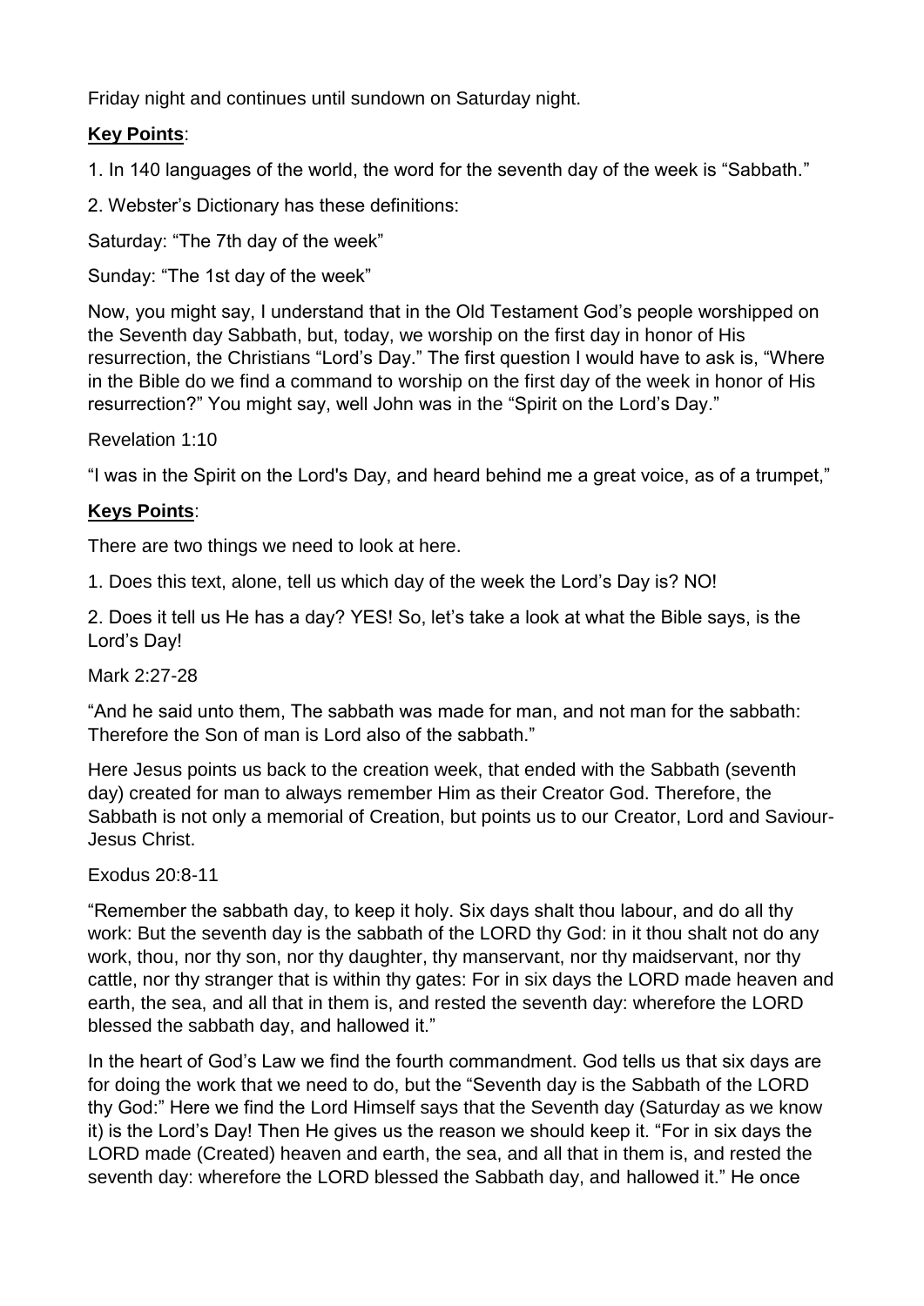Friday night and continues until sundown on Saturday night.

**Key Points**:

1. In 140 languages of the world, the word for the seventh day of the week is "Sabbath."

2. Webster's Dictionary has these definitions:

Saturday: "The 7th day of the week"

Sunday: "The 1st day of the week"

Now, you might say, I understand that in the Old Testament God's people worshipped on the Seventh day Sabbath, but, today, we worship on the first day in honor of His resurrection, the Christians "Lord's Day." The first question I would have to ask is, "Where in the Bible do we find a command to worship on the first day of the week in honor of His resurrection?" You might say, well John was in the "Spirit on the Lord's Day."

Revelation 1:10

"I was in the Spirit on the Lord's Day, and heard behind me a great voice, as of a trumpet,"

**Keys Points**:

There are two things we need to look at here.

1. Does this text, alone, tell us which day of the week the Lord's Day is? NO!

2. Does it tell us He has a day? YES! So, let's take a look at what the Bible says, is the Lord's Day!

Mark 2:27-28

"And he said unto them, The sabbath was made for man, and not man for the sabbath: Therefore the Son of man is Lord also of the sabbath."

Here Jesus points us back to the creation week, that ended with the Sabbath (seventh day) created for man to always remember Him as their Creator God. Therefore, the Sabbath is not only a memorial of Creation, but points us to our Creator, Lord and Saviour-Jesus Christ.

Exodus 20:8-11

"Remember the sabbath day, to keep it holy. Six days shalt thou labour, and do all thy work: But the seventh day is the sabbath of the LORD thy God: in it thou shalt not do any work, thou, nor thy son, nor thy daughter, thy manservant, nor thy maidservant, nor thy cattle, nor thy stranger that is within thy gates: For in six days the LORD made heaven and earth, the sea, and all that in them is, and rested the seventh day: wherefore the LORD blessed the sabbath day, and hallowed it."

In the heart of God's Law we find the fourth commandment. God tells us that six days are for doing the work that we need to do, but the "Seventh day is the Sabbath of the LORD thy God:" Here we find the Lord Himself says that the Seventh day (Saturday as we know it) is the Lord's Day! Then He gives us the reason we should keep it. "For in six days the LORD made (Created) heaven and earth, the sea, and all that in them is, and rested the seventh day: wherefore the LORD blessed the Sabbath day, and hallowed it." He once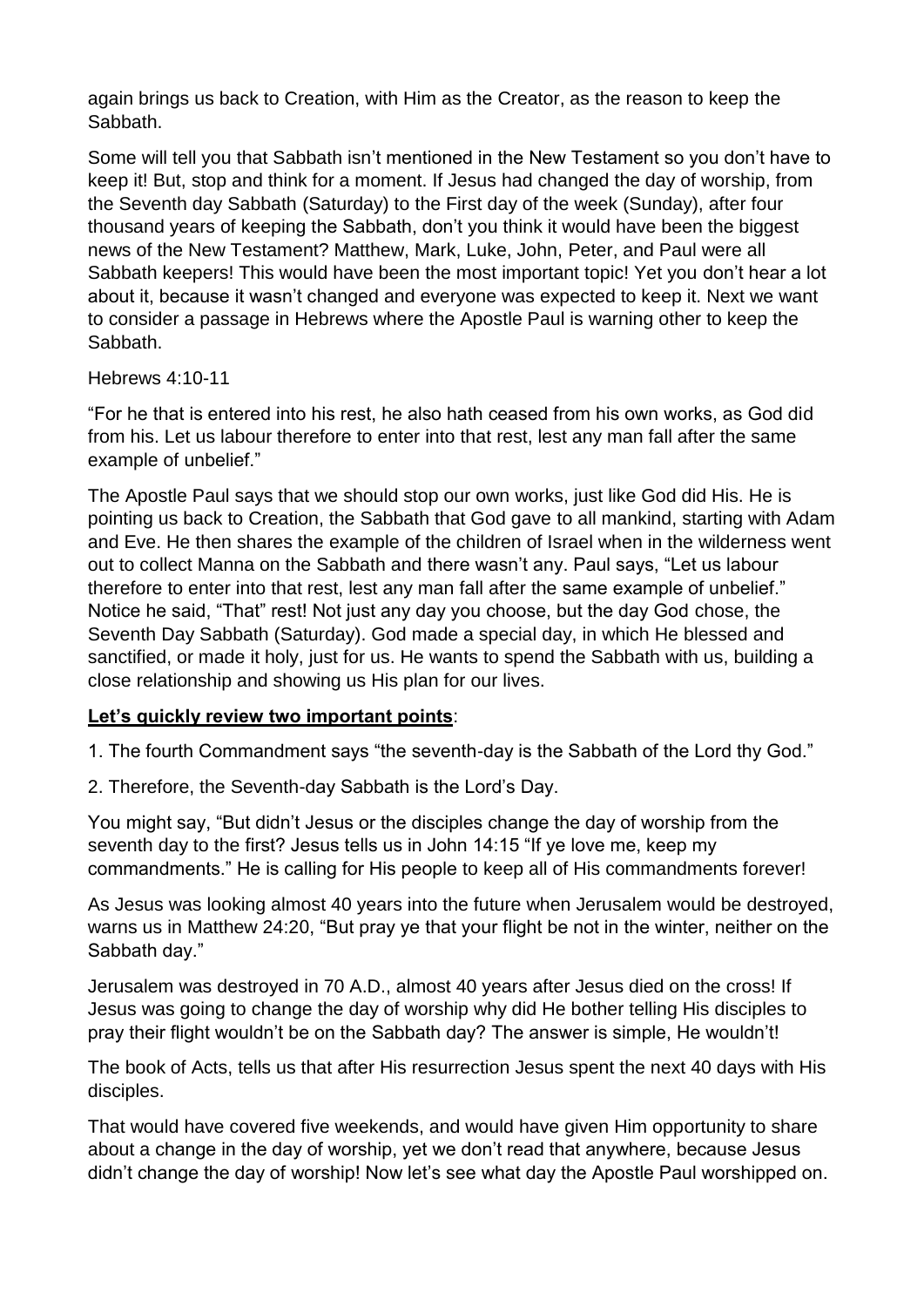again brings us back to Creation, with Him as the Creator, as the reason to keep the Sabbath.

Some will tell you that Sabbath isn't mentioned in the New Testament so you don't have to keep it! But, stop and think for a moment. If Jesus had changed the day of worship, from the Seventh day Sabbath (Saturday) to the First day of the week (Sunday), after four thousand years of keeping the Sabbath, don't you think it would have been the biggest news of the New Testament? Matthew, Mark, Luke, John, Peter, and Paul were all Sabbath keepers! This would have been the most important topic! Yet you don't hear a lot about it, because it wasn't changed and everyone was expected to keep it. Next we want to consider a passage in Hebrews where the Apostle Paul is warning other to keep the Sabbath.

Hebrews 4:10-11

"For he that is entered into his rest, he also hath ceased from his own works, as God did from his. Let us labour therefore to enter into that rest, lest any man fall after the same example of unbelief."

The Apostle Paul says that we should stop our own works, just like God did His. He is pointing us back to Creation, the Sabbath that God gave to all mankind, starting with Adam and Eve. He then shares the example of the children of Israel when in the wilderness went out to collect Manna on the Sabbath and there wasn't any. Paul says, "Let us labour therefore to enter into that rest, lest any man fall after the same example of unbelief." Notice he said, "That" rest! Not just any day you choose, but the day God chose, the Seventh Day Sabbath (Saturday). God made a special day, in which He blessed and sanctified, or made it holy, just for us. He wants to spend the Sabbath with us, building a close relationship and showing us His plan for our lives.

**Let's quickly review two important points**:

1. The fourth Commandment says "the seventh-day is the Sabbath of the Lord thy God."

2. Therefore, the Seventh-day Sabbath is the Lord's Day.

You might say, "But didn't Jesus or the disciples change the day of worship from the seventh day to the first? Jesus tells us in John 14:15 "If ye love me, keep my commandments." He is calling for His people to keep all of His commandments forever!

As Jesus was looking almost 40 years into the future when Jerusalem would be destroyed, warns us in Matthew 24:20, "But pray ye that your flight be not in the winter, neither on the Sabbath day."

Jerusalem was destroyed in 70 A.D., almost 40 years after Jesus died on the cross! If Jesus was going to change the day of worship why did He bother telling His disciples to pray their flight wouldn't be on the Sabbath day? The answer is simple, He wouldn't!

The book of Acts, tells us that after His resurrection Jesus spent the next 40 days with His disciples.

That would have covered five weekends, and would have given Him opportunity to share about a change in the day of worship, yet we don't read that anywhere, because Jesus didn't change the day of worship! Now let's see what day the Apostle Paul worshipped on.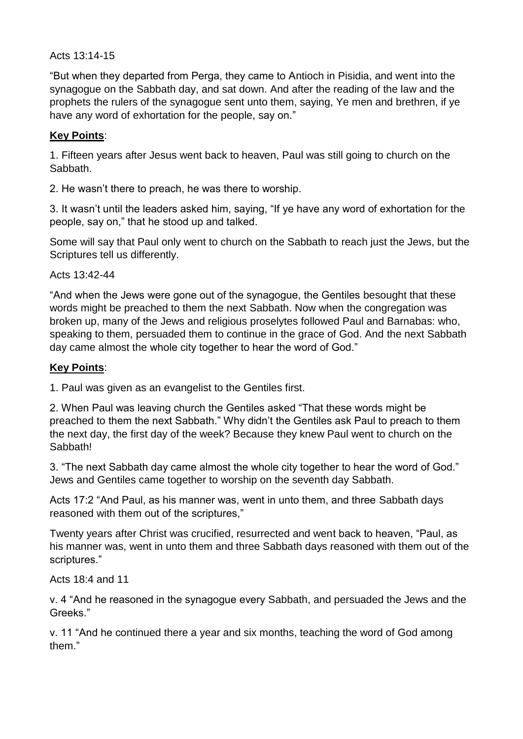Acts 13:14-15

"But when they departed from Perga, they came to Antioch in Pisidia, and went into the synagogue on the Sabbath day, and sat down. And after the reading of the law and the prophets the rulers of the synagogue sent unto them, saying, Ye men and brethren, if ye have any word of exhortation for the people, say on."

**Key Points**:

1. Fifteen years after Jesus went back to heaven, Paul was still going to church on the Sabbath.

2. He wasn't there to preach, he was there to worship.

3. It wasn't until the leaders asked him, saying, "If ye have any word of exhortation for the people, say on," that he stood up and talked.

Some will say that Paul only went to church on the Sabbath to reach just the Jews, but the Scriptures tell us differently.

Acts 13:42-44

"And when the Jews were gone out of the synagogue, the Gentiles besought that these words might be preached to them the next Sabbath. Now when the congregation was broken up, many of the Jews and religious proselytes followed Paul and Barnabas: who, speaking to them, persuaded them to continue in the grace of God. And the next Sabbath day came almost the whole city together to hear the word of God."

**Key Points**:

1. Paul was given as an evangelist to the Gentiles first.

2. When Paul was leaving church the Gentiles asked "That these words might be preached to them the next Sabbath." Why didn't the Gentiles ask Paul to preach to them the next day, the first day of the week? Because they knew Paul went to church on the Sabbath!

3. "The next Sabbath day came almost the whole city together to hear the word of God." Jews and Gentiles came together to worship on the seventh day Sabbath.

Acts 17:2 "And Paul, as his manner was, went in unto them, and three Sabbath days reasoned with them out of the scriptures,"

Twenty years after Christ was crucified, resurrected and went back to heaven, "Paul, as his manner was, went in unto them and three Sabbath days reasoned with them out of the scriptures."

Acts 18:4 and 11

v. 4 "And he reasoned in the synagogue every Sabbath, and persuaded the Jews and the Greeks."

v. 11 "And he continued there a year and six months, teaching the word of God among them."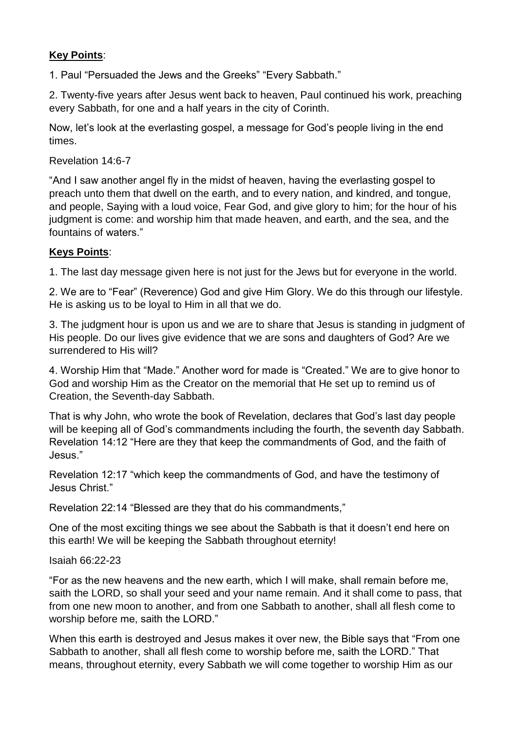**Key Points**:

1. Paul "Persuaded the Jews and the Greeks" "Every Sabbath."

2. Twenty-five years after Jesus went back to heaven, Paul continued his work, preaching every Sabbath, for one and a half years in the city of Corinth.

Now, let's look at the everlasting gospel, a message for God's people living in the end times.

Revelation 14:6-7

"And I saw another angel fly in the midst of heaven, having the everlasting gospel to preach unto them that dwell on the earth, and to every nation, and kindred, and tongue, and people, Saying with a loud voice, Fear God, and give glory to him; for the hour of his judgment is come: and worship him that made heaven, and earth, and the sea, and the fountains of waters."

**Keys Points**:

1. The last day message given here is not just for the Jews but for everyone in the world.

2. We are to "Fear" (Reverence) God and give Him Glory. We do this through our lifestyle. He is asking us to be loyal to Him in all that we do.

3. The judgment hour is upon us and we are to share that Jesus is standing in judgment of His people. Do our lives give evidence that we are sons and daughters of God? Are we surrendered to His will?

4. Worship Him that "Made." Another word for made is "Created." We are to give honor to God and worship Him as the Creator on the memorial that He set up to remind us of Creation, the Seventh-day Sabbath.

That is why John, who wrote the book of Revelation, declares that God's last day people will be keeping all of God's commandments including the fourth, the seventh day Sabbath. Revelation 14:12 "Here are they that keep the commandments of God, and the faith of Jesus."

Revelation 12:17 "which keep the commandments of God, and have the testimony of Jesus Christ."

Revelation 22:14 "Blessed are they that do his commandments,"

One of the most exciting things we see about the Sabbath is that it doesn't end here on this earth! We will be keeping the Sabbath throughout eternity!

Isaiah 66:22-23

"For as the new heavens and the new earth, which I will make, shall remain before me, saith the LORD, so shall your seed and your name remain. And it shall come to pass, that from one new moon to another, and from one Sabbath to another, shall all flesh come to worship before me, saith the LORD."

When this earth is destroyed and Jesus makes it over new, the Bible says that "From one Sabbath to another, shall all flesh come to worship before me, saith the LORD." That means, throughout eternity, every Sabbath we will come together to worship Him as our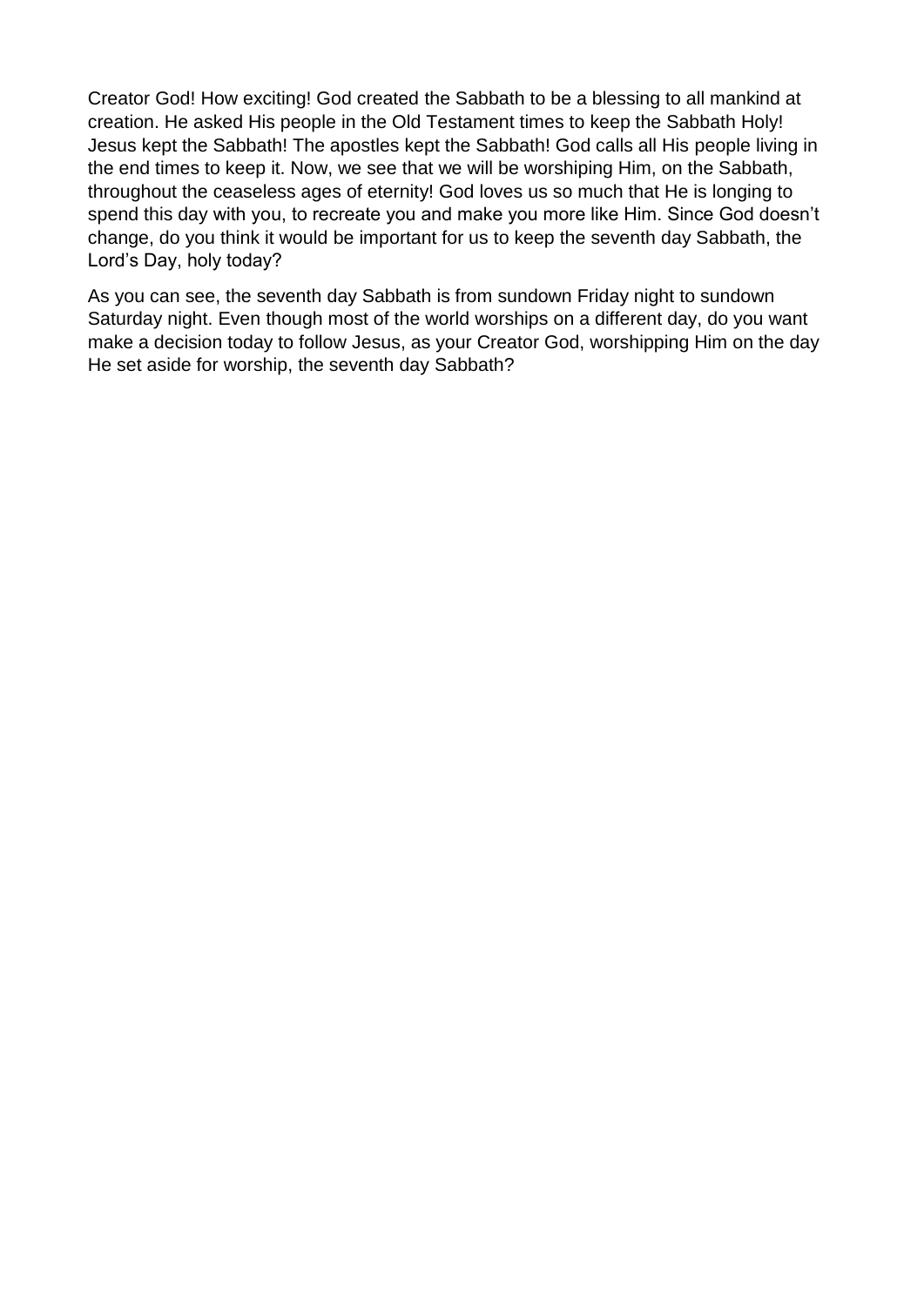Creator God! How exciting! God created the Sabbath to be a blessing to all mankind at creation. He asked His people in the Old Testament times to keep the Sabbath Holy! Jesus kept the Sabbath! The apostles kept the Sabbath! God calls all His people living in the end times to keep it. Now, we see that we will be worshiping Him, on the Sabbath, throughout the ceaseless ages of eternity! God loves us so much that He is longing to spend this day with you, to recreate you and make you more like Him. Since God doesn't change, do you think it would be important for us to keep the seventh day Sabbath, the Lord's Day, holy today?

As you can see, the seventh day Sabbath is from sundown Friday night to sundown Saturday night. Even though most of the world worships on a different day, do you want make a decision today to follow Jesus, as your Creator God, worshipping Him on the day He set aside for worship, the seventh day Sabbath?